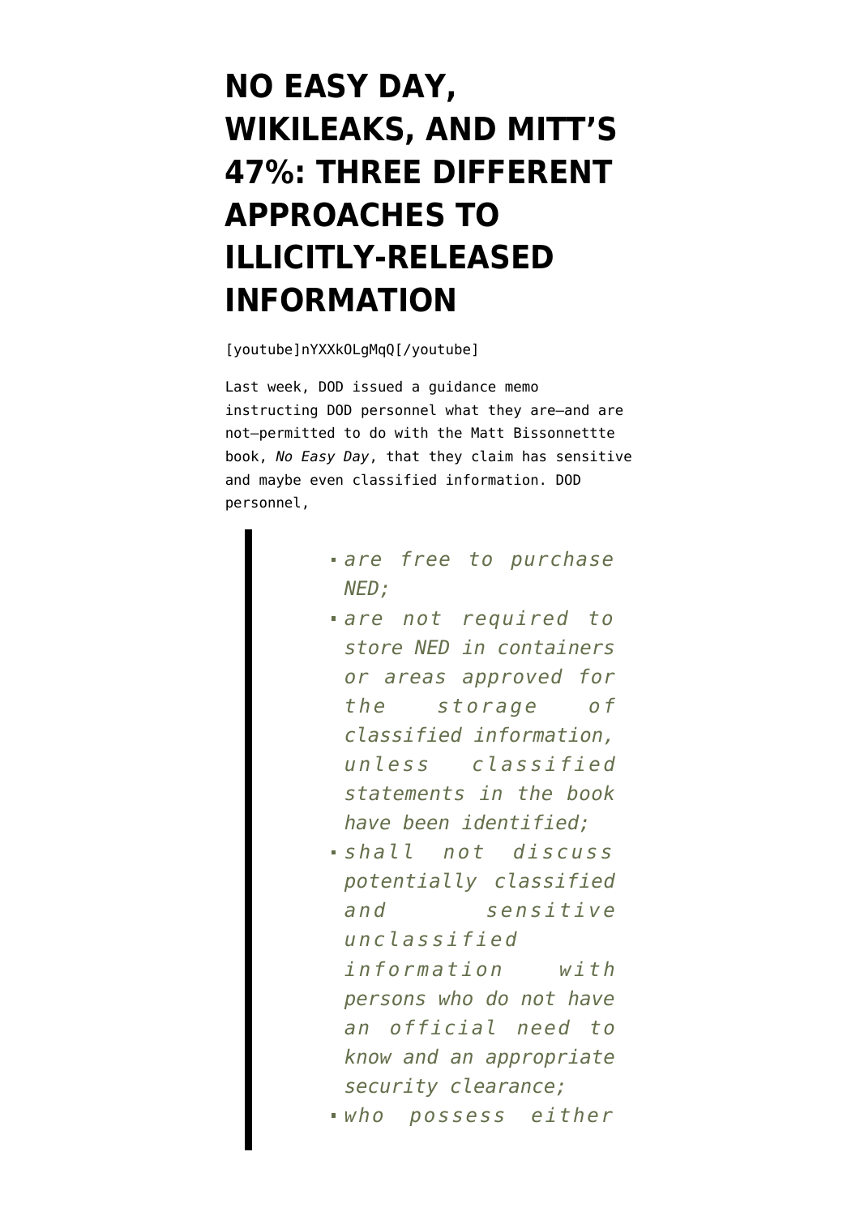# NO EASY DAY, WIKILEAKS, AND MITT'S 47%: THREE DIFFERENT APPROACHES TO ILLICITLY-RELEASED INFORMATION

[youtube]nYXXkOLgMqQ[/youtube]

Last week, DOD issued a guidance memo instructing DOD personnel what they are—and are not—permitted to do with the Matt Bissonnettte book, *No Easy Day*, that they claim has sensitive and maybe even classified information. DOD personnel,

> - *are free to purchase NED;*
> - *are not required to store NED in containers or areas approved for the storage of classified information, unless classified statements in the book have been identified;*
> - *shall not discuss potentially classified and sensitive unclassified information with persons who do not have an official need to know and an appropriate security clearance;*
> - *who possess either*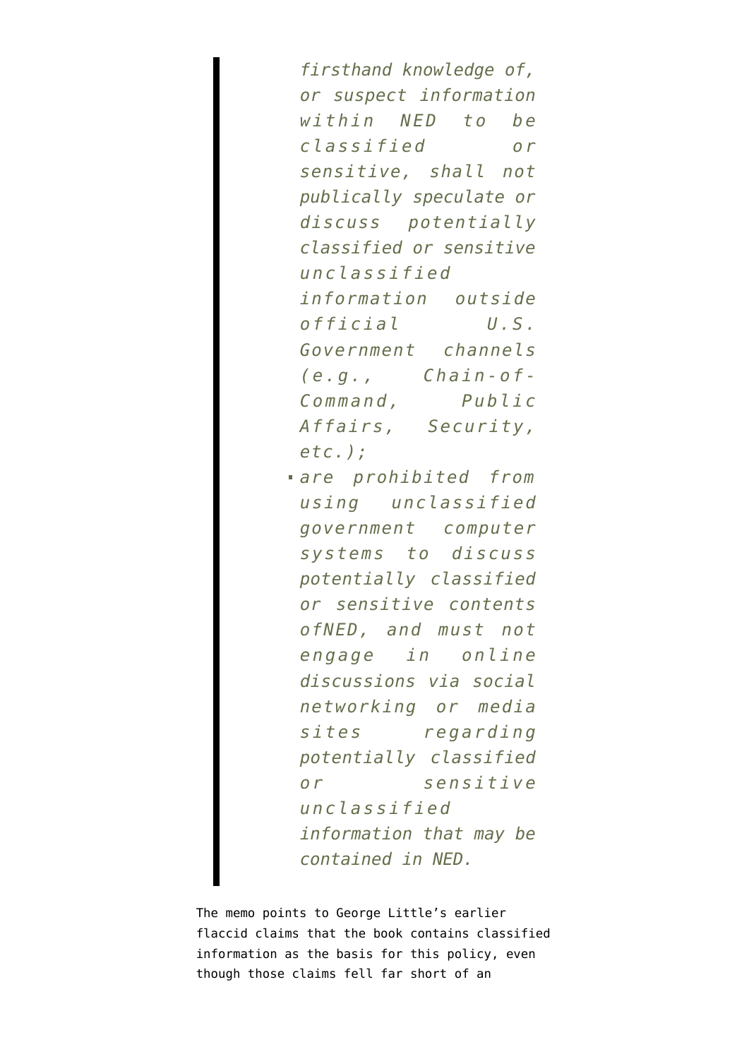> *firsthand knowledge of, or suspect information within NED to be classified or sensitive, shall not publically speculate or discuss potentially classified or sensitive unclassified information outside official U.S. Government channels (e.g., Chain-of-Command, Public Affairs, Security, etc.);*
>
> - *are prohibited from using unclassified government computer systems to discuss potentially classified or sensitive contents ofNED, and must not engage in online discussions via social networking or media sites regarding potentially classified or sensitive unclassified information that may be contained in NED.*

The memo points to George Little's earlier flaccid claims that the book contains classified information as the basis for this policy, even though those claims fell far short of an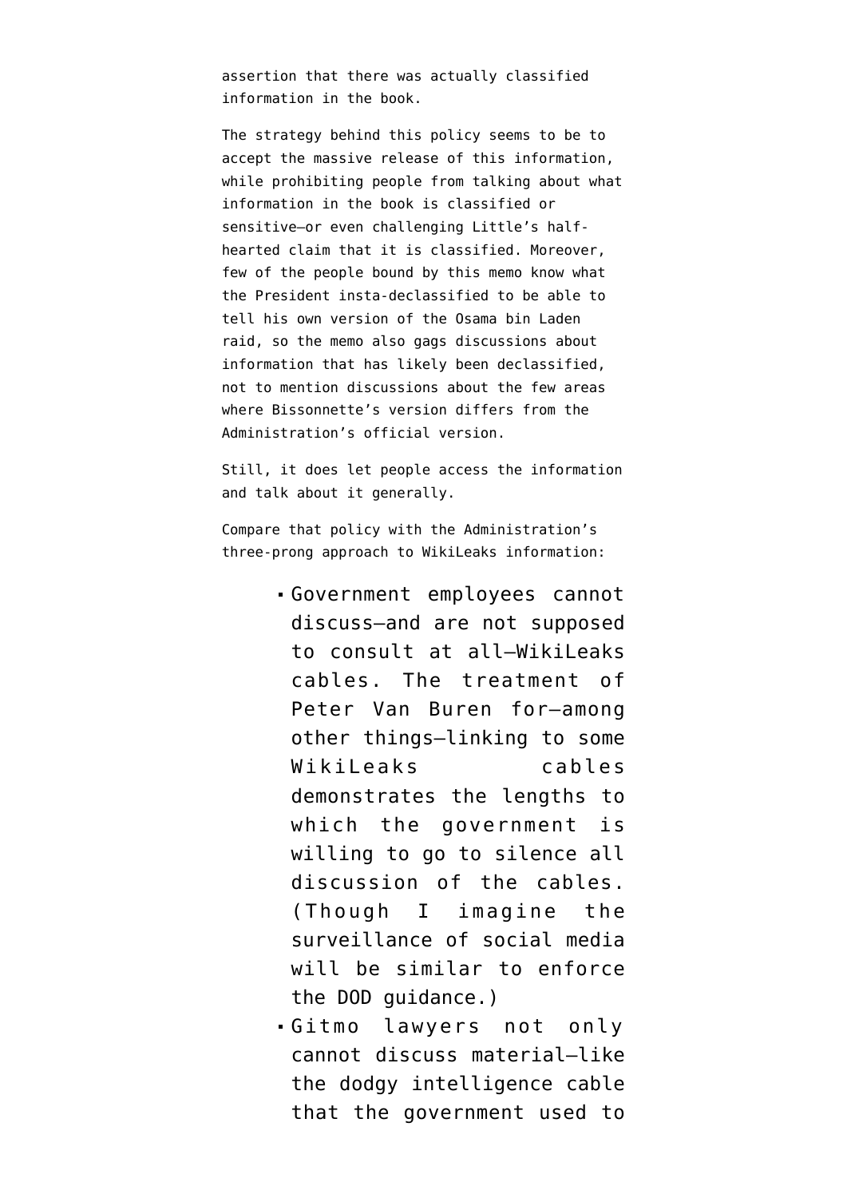assertion that there was actually classified information in the book.

The strategy behind this policy seems to be to accept the massive release of this information, while prohibiting people from talking about what information in the book is classified or sensitive—or even challenging Little's half-hearted claim that it is classified. Moreover, few of the people bound by this memo know what the President insta-declassified to be able to tell his own version of the Osama bin Laden raid, so the memo also gags discussions about information that has likely been declassified, not to mention discussions about the few areas where Bissonnette's version differs from the Administration's official version.

Still, it does let people access the information and talk about it generally.

Compare that policy with the Administration's three-prong approach to WikiLeaks information:

- Government employees cannot discuss—and are not supposed to consult at all—WikiLeaks cables. The treatment of Peter Van Buren for—among other things—linking to some WikiLeaks cables demonstrates the lengths to which the government is willing to go to silence all discussion of the cables. (Though I imagine the surveillance of social media will be similar to enforce the DOD guidance.)
- Gitmo lawyers not only cannot discuss material—like the dodgy intelligence cable that the government used to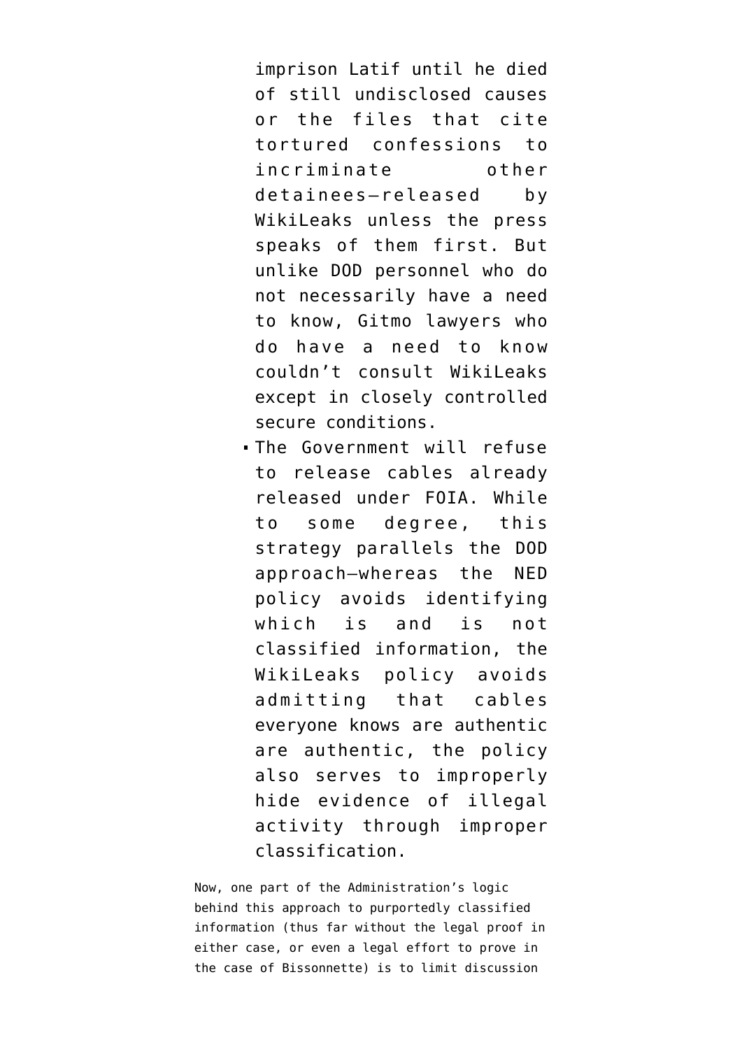imprison Latif until he died of still undisclosed causes or the files that cite tortured confessions to incriminate other detainees—released by WikiLeaks unless the press speaks of them first. But unlike DOD personnel who do not necessarily have a need to know, Gitmo lawyers who do have a need to know couldn't consult WikiLeaks except in closely controlled secure conditions.

- The Government will refuse to release cables already released under FOIA. While to some degree, this strategy parallels the DOD approach—whereas the NED policy avoids identifying which is and is not classified information, the WikiLeaks policy avoids admitting that cables everyone knows are authentic are authentic, the policy also serves to improperly hide evidence of illegal activity through improper classification.

Now, one part of the Administration's logic behind this approach to purportedly classified information (thus far without the legal proof in either case, or even a legal effort to prove in the case of Bissonnette) is to limit discussion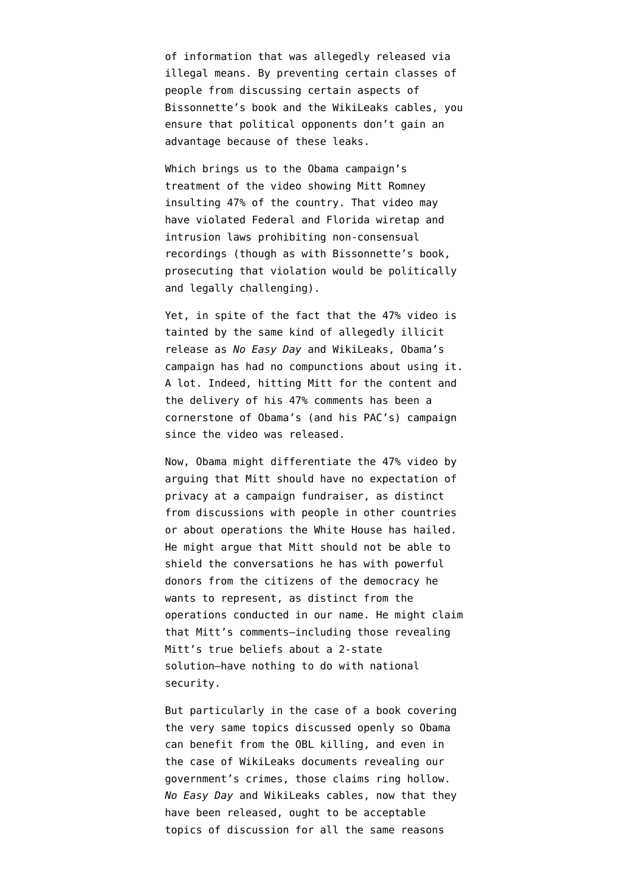of information that was allegedly released via illegal means. By preventing certain classes of people from discussing certain aspects of Bissonnette's book and the WikiLeaks cables, you ensure that political opponents don't gain an advantage because of these leaks.

Which brings us to the Obama campaign's treatment of the video showing Mitt Romney insulting 47% of the country. That video may have violated Federal and Florida wiretap and intrusion laws prohibiting non-consensual recordings (though as with Bissonnette's book, prosecuting that violation would be politically and legally challenging).

Yet, in spite of the fact that the 47% video is tainted by the same kind of allegedly illicit release as *No Easy Day* and WikiLeaks, Obama's campaign has had no compunctions about using it. A lot. Indeed, hitting Mitt for the content and the delivery of his 47% comments has been a cornerstone of Obama's (and his PAC's) campaign since the video was released.

Now, Obama might differentiate the 47% video by arguing that Mitt should have no expectation of privacy at a campaign fundraiser, as distinct from discussions with people in other countries or about operations the White House has hailed. He might argue that Mitt should not be able to shield the conversations he has with powerful donors from the citizens of the democracy he wants to represent, as distinct from the operations conducted in our name. He might claim that Mitt's comments—including those revealing Mitt's true beliefs about a 2-state solution—have nothing to do with national security.

But particularly in the case of a book covering the very same topics discussed openly so Obama can benefit from the OBL killing, and even in the case of WikiLeaks documents revealing our government's crimes, those claims ring hollow. *No Easy Day* and WikiLeaks cables, now that they have been released, ought to be acceptable topics of discussion for all the same reasons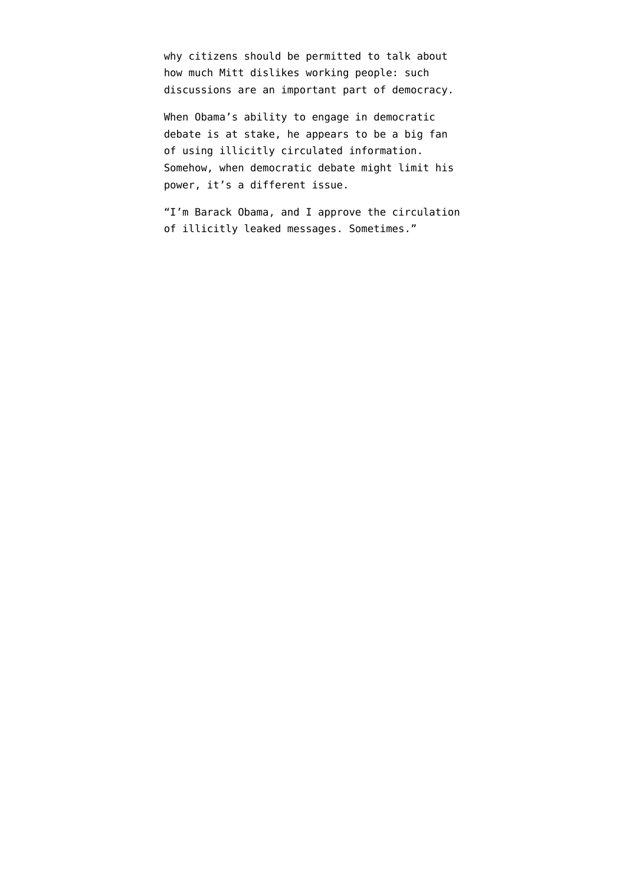why citizens should be permitted to talk about how much Mitt dislikes working people: such discussions are an important part of democracy.

When Obama's ability to engage in democratic debate is at stake, he appears to be a big fan of using illicitly circulated information. Somehow, when democratic debate might limit his power, it's a different issue.

"I'm Barack Obama, and I approve the circulation of illicitly leaked messages. Sometimes."